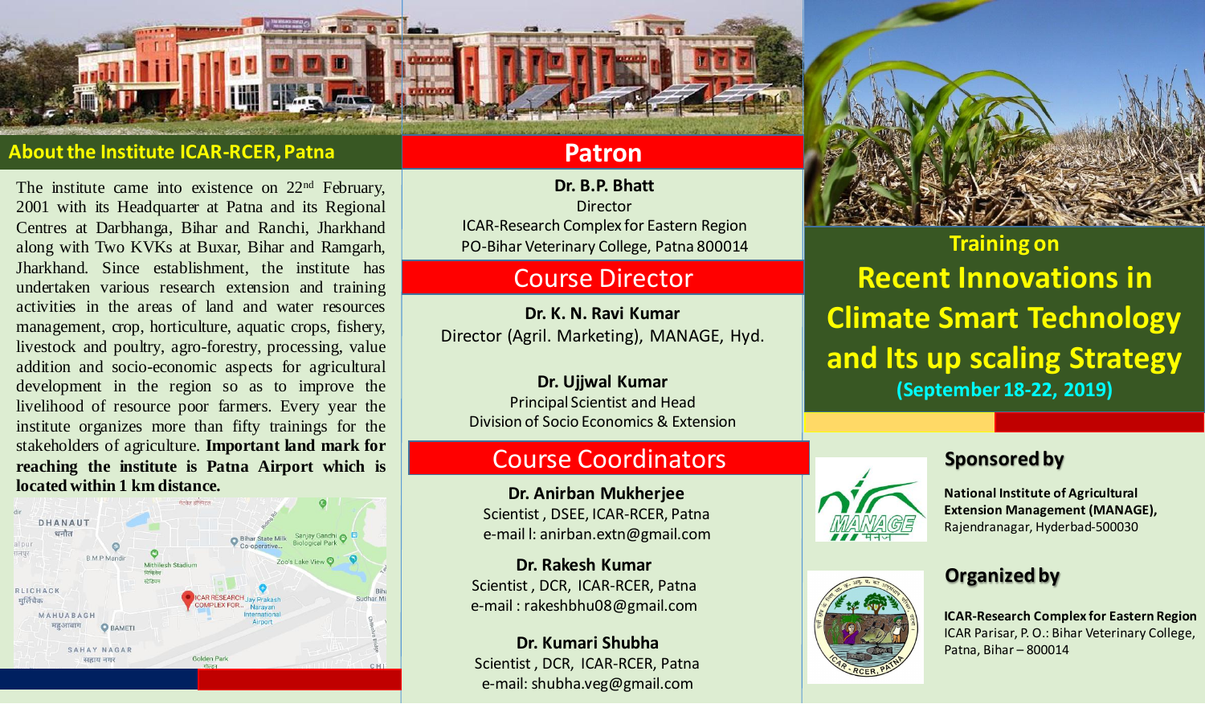## About the Institute ICAR-RCER, Patna

The institute came into existence on 22nd February, 2001 with its Headquarter at Patna and its Regional Centres at Darbhanga, Bihar and Ranchi, Jharkhand along with Two KVKs at Buxar, Bihar and Ramgarh, Jharkhand. Since establishment, the institute has undertaken various research extension and training activities in the areas of land and water resources management, crop, horticulture, aquatic crops, fishery, livestock and poultry, agro-forestry, processing, value addition and socio-economic aspects for agricultural development in the region so as to improve the livelihood of resource poor farmers. Every year the institute organizes more than fifty trainings for the stakeholders of agriculture. **Important land mark for reaching the institute is Patna Airport which is located within 1 km distance.**

## Patron

**Dr. B.P. Bhatt**
Director
ICAR-Research Complex for Eastern Region
PO-Bihar Veterinary College, Patna 800014

## Course Director

**Dr. K. N. Ravi Kumar**
Director (Agril. Marketing), MANAGE, Hyd.

**Dr. Ujjwal Kumar**
Principal Scientist and Head
Division of Socio Economics & Extension

## Course Coordinators

**Dr. Anirban Mukherjee**
Scientist , DSEE, ICAR-RCER, Patna
e-mail l: anirban.extn@gmail.com

**Dr. Rakesh Kumar**
Scientist , DCR, ICAR-RCER, Patna
e-mail : rakeshbhu08@gmail.com

**Dr. Kumari Shubha**
Scientist , DCR, ICAR-RCER, Patna
e-mail: shubha.veg@gmail.com

## Training on

# Recent Innovations in Climate Smart Technology and Its up scaling Strategy

**(September 18-22, 2019)**

### Sponsored by

**National Institute of Agricultural Extension Management (MANAGE),**
Rajendranagar, Hyderbad-500030

### Organized by

**ICAR-Research Complex for Eastern Region**
ICAR Parisar, P. O.: Bihar Veterinary College,
Patna, Bihar – 800014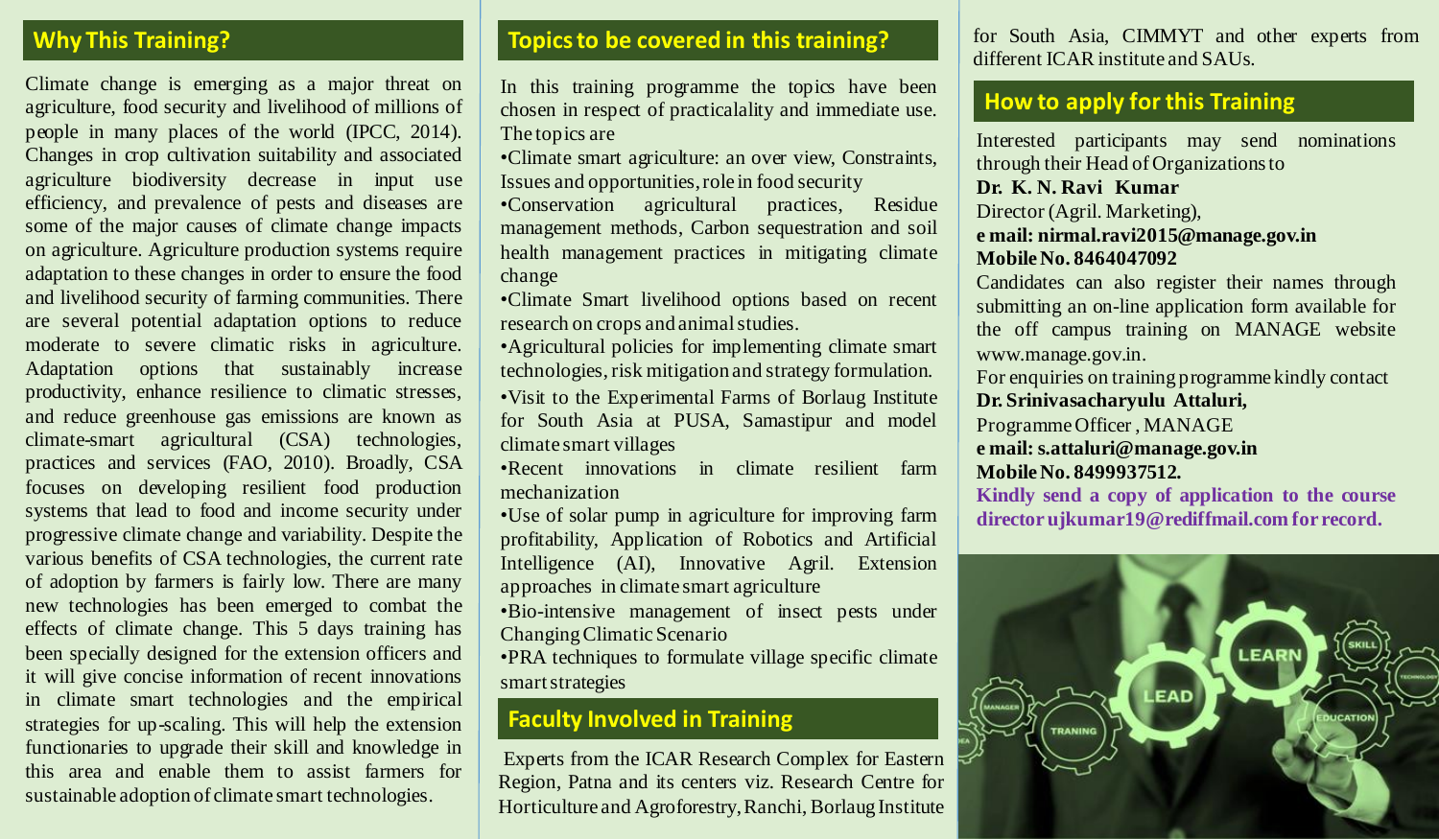## Why This Training?

Climate change is emerging as a major threat on agriculture, food security and livelihood of millions of people in many places of the world (IPCC, 2014). Changes in crop cultivation suitability and associated agriculture biodiversity decrease in input use efficiency, and prevalence of pests and diseases are some of the major causes of climate change impacts on agriculture. Agriculture production systems require adaptation to these changes in order to ensure the food and livelihood security of farming communities. There are several potential adaptation options to reduce moderate to severe climatic risks in agriculture. Adaptation options that sustainably increase productivity, enhance resilience to climatic stresses, and reduce greenhouse gas emissions are known as climate-smart agricultural (CSA) technologies, practices and services (FAO, 2010). Broadly, CSA focuses on developing resilient food production systems that lead to food and income security under progressive climate change and variability. Despite the various benefits of CSA technologies, the current rate of adoption by farmers is fairly low. There are many new technologies has been emerged to combat the effects of climate change. This 5 days training has been specially designed for the extension officers and it will give concise information of recent innovations in climate smart technologies and the empirical strategies for up-scaling. This will help the extension functionaries to upgrade their skill and knowledge in this area and enable them to assist farmers for sustainable adoption of climate smart technologies.

## Topics to be covered in this training?

In this training programme the topics have been chosen in respect of practicalality and immediate use. The topics are

- Climate smart agriculture: an over view, Constraints, Issues and opportunities, role in food security
- Conservation agricultural practices, Residue management methods, Carbon sequestration and soil health management practices in mitigating climate change
- Climate Smart livelihood options based on recent research on crops and animal studies.
- Agricultural policies for implementing climate smart technologies, risk mitigation and strategy formulation.
- Visit to the Experimental Farms of Borlaug Institute for South Asia at PUSA, Samastipur and model climate smart villages
- Recent innovations in climate resilient farm mechanization
- Use of solar pump in agriculture for improving farm profitability, Application of Robotics and Artificial Intelligence (AI), Innovative Agril. Extension approaches in climate smart agriculture
- Bio-intensive management of insect pests under Changing Climatic Scenario
- PRA techniques to formulate village specific climate smart strategies

## Faculty Involved in Training

Experts from the ICAR Research Complex for Eastern Region, Patna and its centers viz. Research Centre for Horticulture and Agroforestry, Ranchi, Borlaug Institute for South Asia, CIMMYT and other experts from different ICAR institute and SAUs.

## How to apply for this Training

Interested participants may send nominations through their Head of Organizations to

**Dr. K. N. Ravi Kumar**
Director (Agril. Marketing),
**e mail: nirmal.ravi2015@manage.gov.in**
**Mobile No. 8464047092**

Candidates can also register their names through submitting an on-line application form available for the off campus training on MANAGE website www.manage.gov.in.

For enquiries on training programme kindly contact
**Dr. Srinivasacharyulu Attaluri,**
Programme Officer, MANAGE
**e mail: s.attaluri@manage.gov.in**
**Mobile No. 8499937512.**

**Kindly send a copy of application to the course director ujkumar19@rediffmail.com for record.**